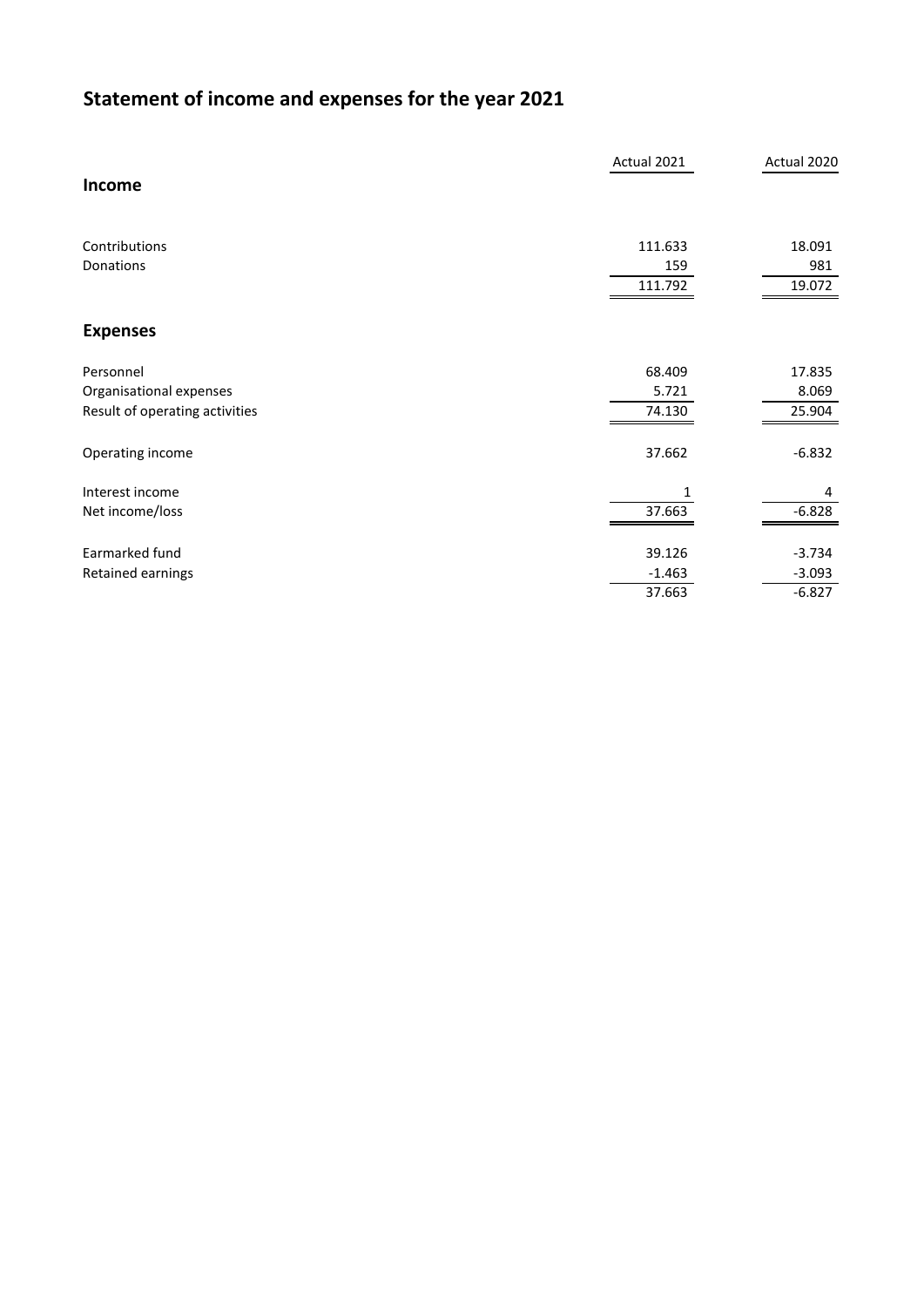# Statement of income and expenses for the year 2021

| | Actual 2021 | Actual 2020 |
|---|---|---|
| **Income** | | |
| Contributions | 111.633 | 18.091 |
| Donations | 159 | 981 |
| | 111.792 | 19.072 |
| **Expenses** | | |
| Personnel | 68.409 | 17.835 |
| Organisational expenses | 5.721 | 8.069 |
| Result of operating activities | 74.130 | 25.904 |
| Operating income | 37.662 | -6.832 |
| Interest income | 1 | 4 |
| Net income/loss | 37.663 | -6.828 |
| Earmarked fund | 39.126 | -3.734 |
| Retained earnings | -1.463 | -3.093 |
| | 37.663 | -6.827 |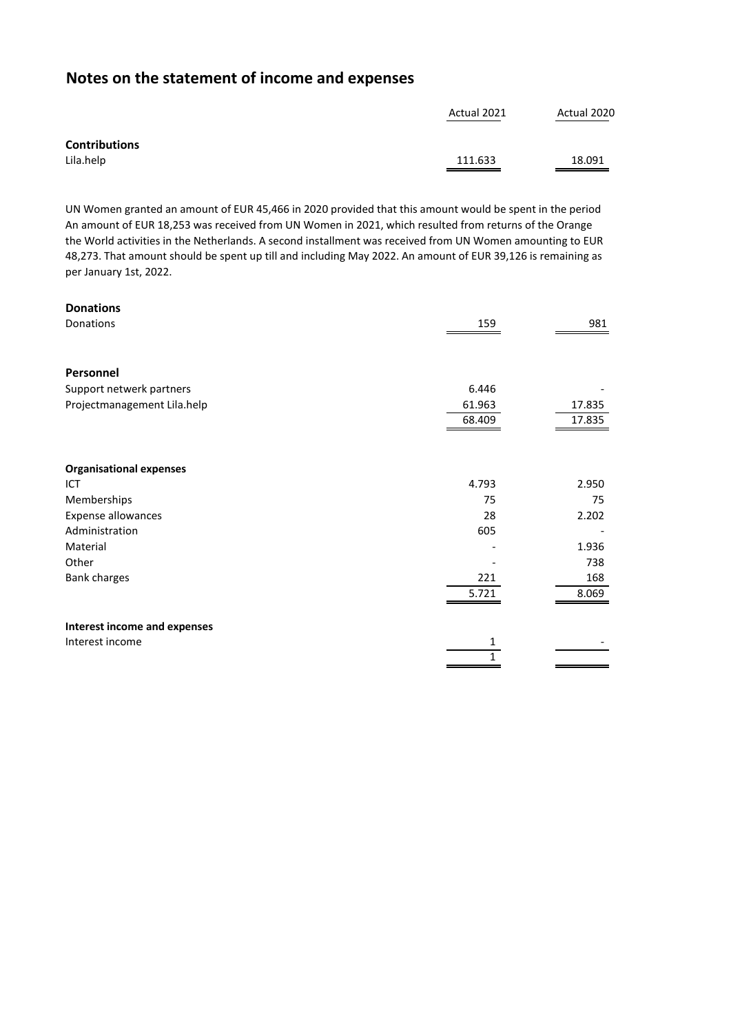# Notes on the statement of income and expenses

| | Actual 2021 | Actual 2020 |
|---|---|---|
| **Contributions** | | |
| Lila.help | 111.633 | 18.091 |

UN Women granted an amount of EUR 45,466 in 2020 provided that this amount would be spent in the period An amount of EUR 18,253 was received from UN Women in 2021, which resulted from returns of the Orange the World activities in the Netherlands. A second installment was received from UN Women amounting to EUR 48,273. That amount should be spent up till and including May 2022. An amount of EUR 39,126 is remaining as per January 1st, 2022.

| | Actual 2021 | Actual 2020 |
|---|---|---|
| **Donations** | | |
| Donations | 159 | 981 |
| | | |
| **Personnel** | | |
| Support netwerk partners | 6.446 | - |
| Projectmanagement Lila.help | 61.963 | 17.835 |
| | 68.409 | 17.835 |
| | | |
| **Organisational expenses** | | |
| ICT | 4.793 | 2.950 |
| Memberships | 75 | 75 |
| Expense allowances | 28 | 2.202 |
| Administration | 605 | - |
| Material | - | 1.936 |
| Other | - | 738 |
| Bank charges | 221 | 168 |
| | 5.721 | 8.069 |
| | | |
| **Interest income and expenses** | | |
| Interest income | 1 | - |
| | 1 | |